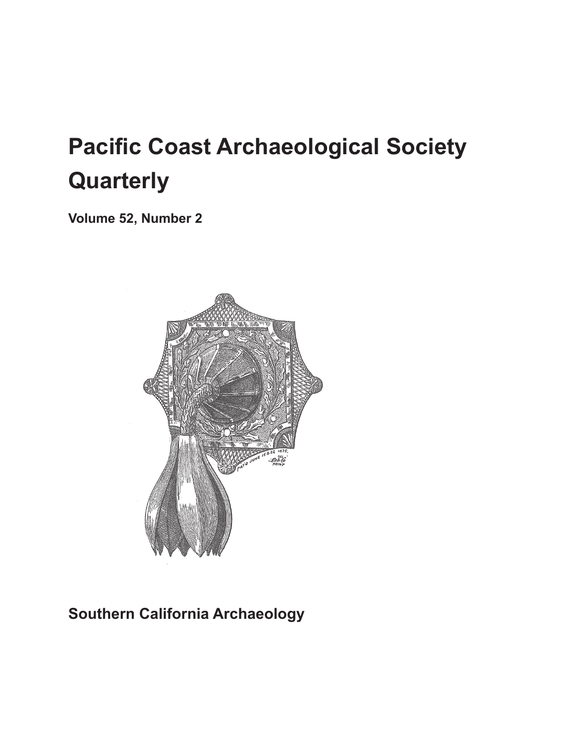# Pacific Coast Archaeological Society Quarterly

**Volume 52, Number 2**

**Southern California Archaeology**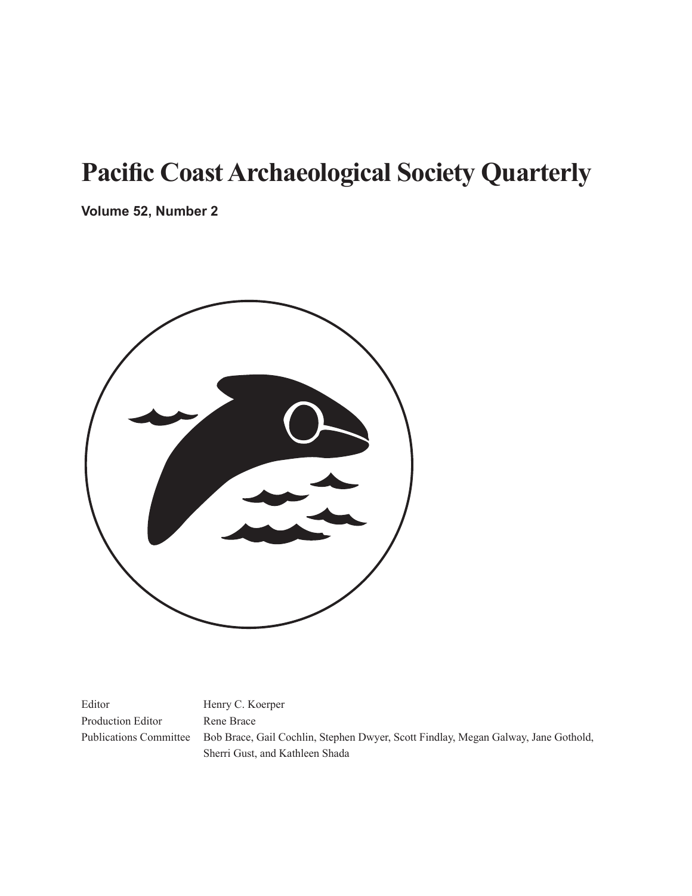# Pacific Coast Archaeological Society Quarterly

**Volume 52, Number 2**

| | |
|---|---|
| Editor | Henry C. Koerper |
| Production Editor | Rene Brace |
| Publications Committee | Bob Brace, Gail Cochlin, Stephen Dwyer, Scott Findlay, Megan Galway, Jane Gothold, Sherri Gust, and Kathleen Shada |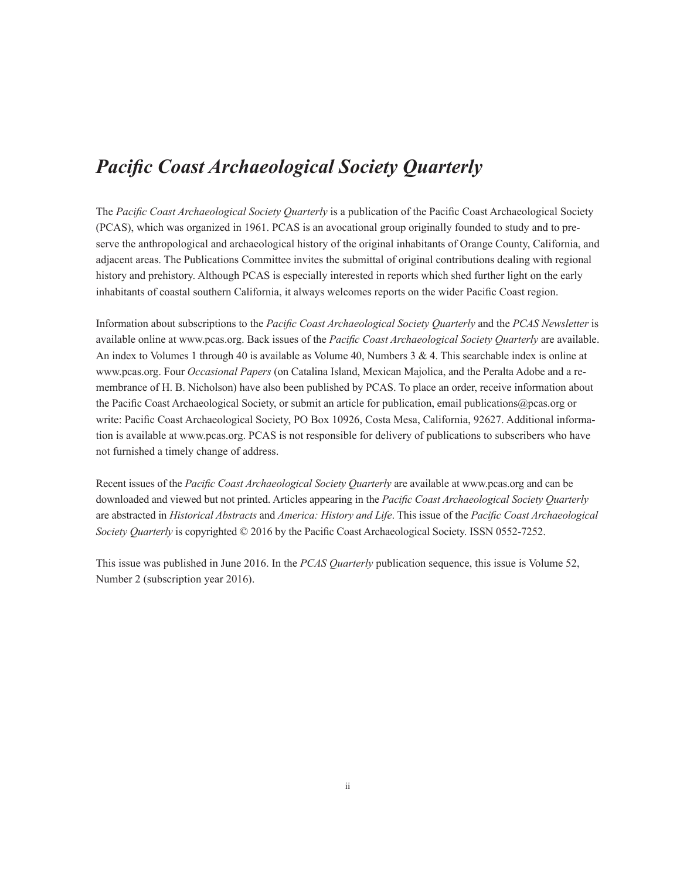# *Pacific Coast Archaeological Society Quarterly*

The *Pacific Coast Archaeological Society Quarterly* is a publication of the Pacific Coast Archaeological Society (PCAS), which was organized in 1961. PCAS is an avocational group originally founded to study and to preserve the anthropological and archaeological history of the original inhabitants of Orange County, California, and adjacent areas. The Publications Committee invites the submittal of original contributions dealing with regional history and prehistory. Although PCAS is especially interested in reports which shed further light on the early inhabitants of coastal southern California, it always welcomes reports on the wider Pacific Coast region.

Information about subscriptions to the *Pacific Coast Archaeological Society Quarterly* and the *PCAS Newsletter* is available online at www.pcas.org. Back issues of the *Pacific Coast Archaeological Society Quarterly* are available. An index to Volumes 1 through 40 is available as Volume 40, Numbers 3 & 4. This searchable index is online at www.pcas.org. Four *Occasional Papers* (on Catalina Island, Mexican Majolica, and the Peralta Adobe and a remembrance of H. B. Nicholson) have also been published by PCAS. To place an order, receive information about the Pacific Coast Archaeological Society, or submit an article for publication, email publications@pcas.org or write: Pacific Coast Archaeological Society, PO Box 10926, Costa Mesa, California, 92627. Additional information is available at www.pcas.org. PCAS is not responsible for delivery of publications to subscribers who have not furnished a timely change of address.

Recent issues of the *Pacific Coast Archaeological Society Quarterly* are available at www.pcas.org and can be downloaded and viewed but not printed. Articles appearing in the *Pacific Coast Archaeological Society Quarterly* are abstracted in *Historical Abstracts* and *America: History and Life*. This issue of the *Pacific Coast Archaeological Society Quarterly* is copyrighted © 2016 by the Pacific Coast Archaeological Society. ISSN 0552-7252.

This issue was published in June 2016. In the *PCAS Quarterly* publication sequence, this issue is Volume 52, Number 2 (subscription year 2016).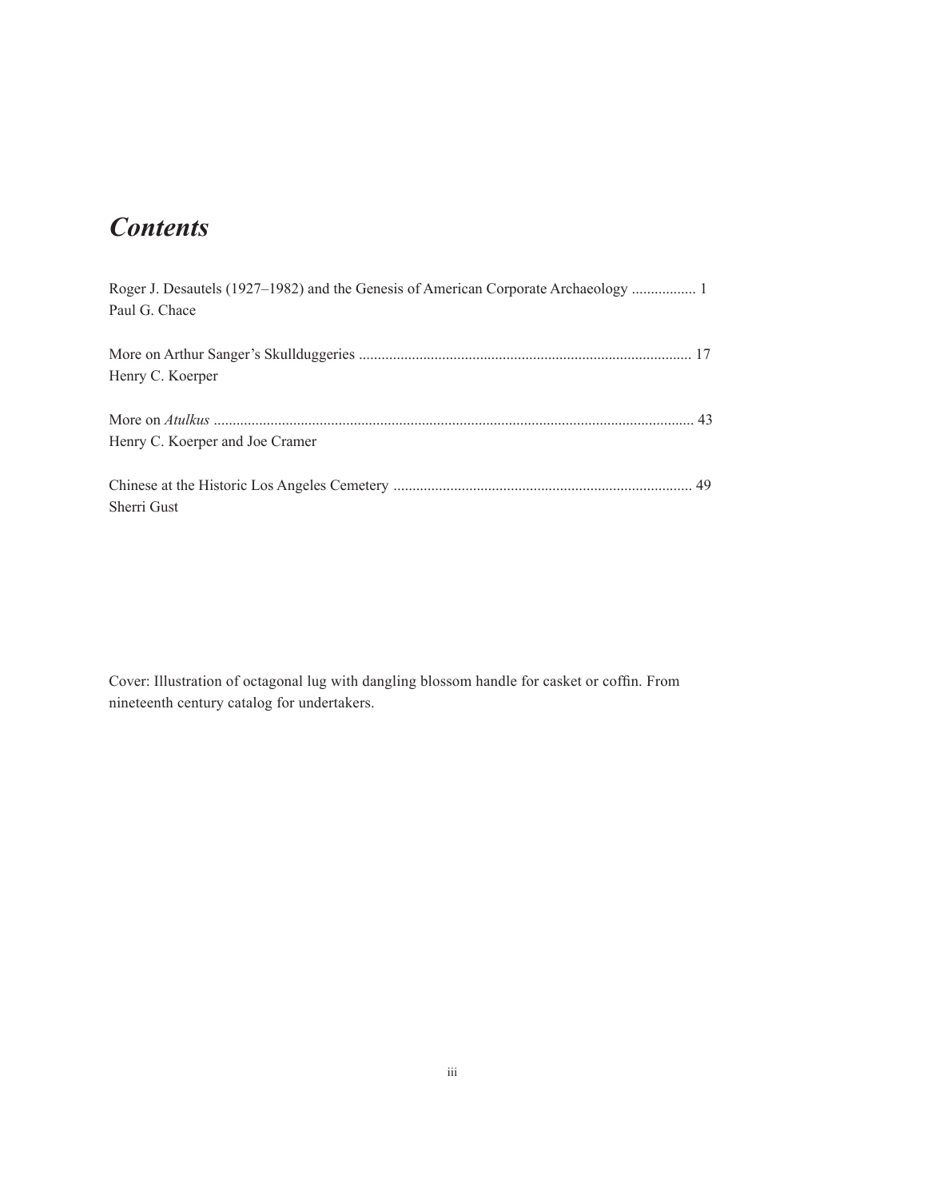# *Contents*

Roger J. Desautels (1927–1982) and the Genesis of American Corporate Archaeology ................. 1
Paul G. Chace

More on Arthur Sanger's Skullduggeries ....................................................................................... 17
Henry C. Koerper

More on *Atulkus* ............................................................................................................................. 43
Henry C. Koerper and Joe Cramer

Chinese at the Historic Los Angeles Cemetery .............................................................................. 49
Sherri Gust

Cover: Illustration of octagonal lug with dangling blossom handle for casket or coffin. From nineteenth century catalog for undertakers.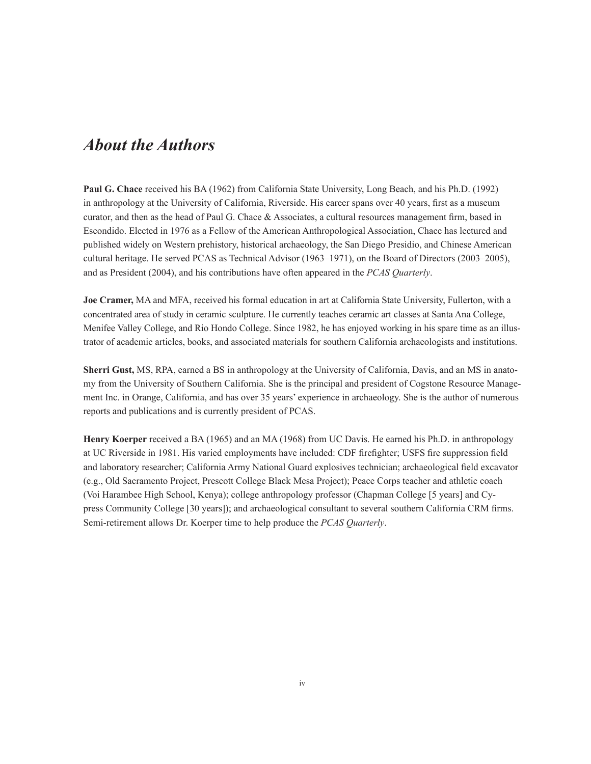## *About the Authors*

**Paul G. Chace** received his BA (1962) from California State University, Long Beach, and his Ph.D. (1992) in anthropology at the University of California, Riverside. His career spans over 40 years, first as a museum curator, and then as the head of Paul G. Chace & Associates, a cultural resources management firm, based in Escondido. Elected in 1976 as a Fellow of the American Anthropological Association, Chace has lectured and published widely on Western prehistory, historical archaeology, the San Diego Presidio, and Chinese American cultural heritage. He served PCAS as Technical Advisor (1963–1971), on the Board of Directors (2003–2005), and as President (2004), and his contributions have often appeared in the *PCAS Quarterly*.

**Joe Cramer,** MA and MFA, received his formal education in art at California State University, Fullerton, with a concentrated area of study in ceramic sculpture. He currently teaches ceramic art classes at Santa Ana College, Menifee Valley College, and Rio Hondo College. Since 1982, he has enjoyed working in his spare time as an illustrator of academic articles, books, and associated materials for southern California archaeologists and institutions.

**Sherri Gust,** MS, RPA, earned a BS in anthropology at the University of California, Davis, and an MS in anatomy from the University of Southern California. She is the principal and president of Cogstone Resource Management Inc. in Orange, California, and has over 35 years' experience in archaeology. She is the author of numerous reports and publications and is currently president of PCAS.

**Henry Koerper** received a BA (1965) and an MA (1968) from UC Davis. He earned his Ph.D. in anthropology at UC Riverside in 1981. His varied employments have included: CDF firefighter; USFS fire suppression field and laboratory researcher; California Army National Guard explosives technician; archaeological field excavator (e.g., Old Sacramento Project, Prescott College Black Mesa Project); Peace Corps teacher and athletic coach (Voi Harambee High School, Kenya); college anthropology professor (Chapman College [5 years] and Cypress Community College [30 years]); and archaeological consultant to several southern California CRM firms. Semi-retirement allows Dr. Koerper time to help produce the *PCAS Quarterly*.